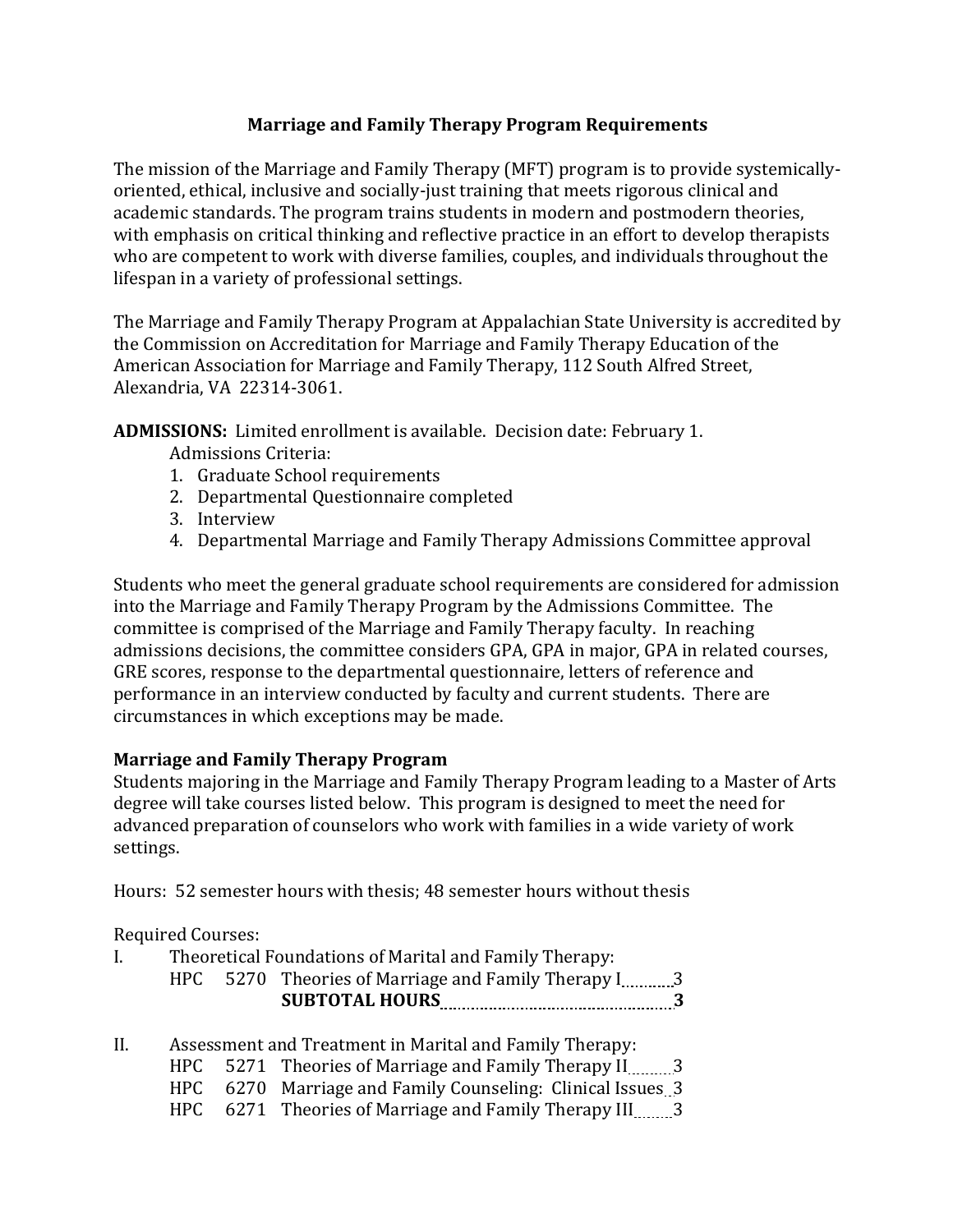# Marriage and Family Therapy Program Requirements

The mission of the Marriage and Family Therapy (MFT) program is to provide systemically-oriented, ethical, inclusive and socially-just training that meets rigorous clinical and academic standards. The program trains students in modern and postmodern theories, with emphasis on critical thinking and reflective practice in an effort to develop therapists who are competent to work with diverse families, couples, and individuals throughout the lifespan in a variety of professional settings.

The Marriage and Family Therapy Program at Appalachian State University is accredited by the Commission on Accreditation for Marriage and Family Therapy Education of the American Association for Marriage and Family Therapy, 112 South Alfred Street, Alexandria, VA 22314-3061.

**ADMISSIONS:** Limited enrollment is available. Decision date: February 1.

Admissions Criteria:

1. Graduate School requirements
2. Departmental Questionnaire completed
3. Interview
4. Departmental Marriage and Family Therapy Admissions Committee approval

Students who meet the general graduate school requirements are considered for admission into the Marriage and Family Therapy Program by the Admissions Committee. The committee is comprised of the Marriage and Family Therapy faculty. In reaching admissions decisions, the committee considers GPA, GPA in major, GPA in related courses, GRE scores, response to the departmental questionnaire, letters of reference and performance in an interview conducted by faculty and current students. There are circumstances in which exceptions may be made.

### Marriage and Family Therapy Program

Students majoring in the Marriage and Family Therapy Program leading to a Master of Arts degree will take courses listed below. This program is designed to meet the need for advanced preparation of counselors who work with families in a wide variety of work settings.

Hours: 52 semester hours with thesis; 48 semester hours without thesis

Required Courses:

I. Theoretical Foundations of Marital and Family Therapy:

| | | | |
|---|---|---|---|
| HPC | 5270 | Theories of Marriage and Family Therapy I | 3 |
| | | **SUBTOTAL HOURS** | **3** |

II. Assessment and Treatment in Marital and Family Therapy:

| | | | |
|---|---|---|---|
| HPC | 5271 | Theories of Marriage and Family Therapy II | 3 |
| HPC | 6270 | Marriage and Family Counseling: Clinical Issues | 3 |
| HPC | 6271 | Theories of Marriage and Family Therapy III | 3 |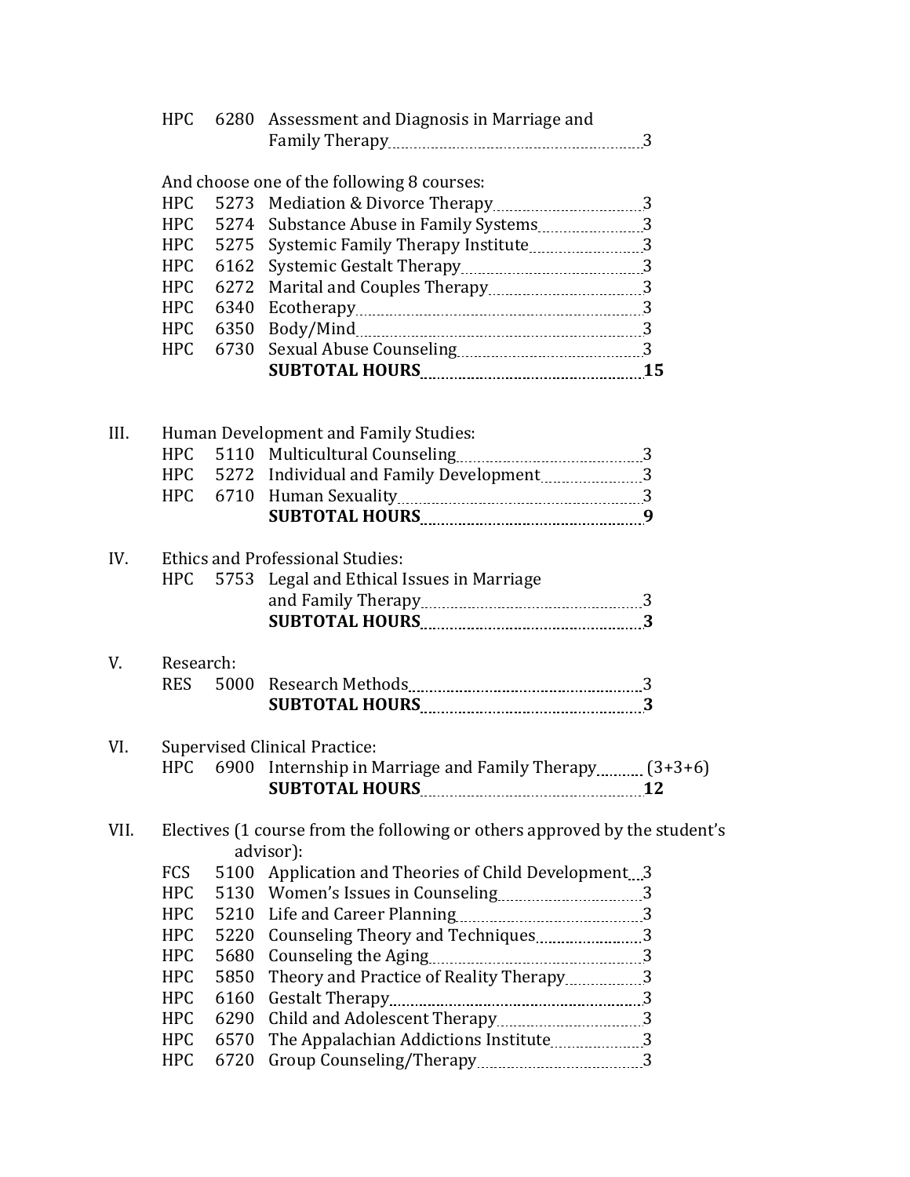| | | | |
|---|---|---|---|
| HPC | 6280 | Assessment and Diagnosis in Marriage and Family Therapy | 3 |

And choose one of the following 8 courses:

| | | | |
|---|---|---|---|
| HPC | 5273 | Mediation & Divorce Therapy | 3 |
| HPC | 5274 | Substance Abuse in Family Systems | 3 |
| HPC | 5275 | Systemic Family Therapy Institute | 3 |
| HPC | 6162 | Systemic Gestalt Therapy | 3 |
| HPC | 6272 | Marital and Couples Therapy | 3 |
| HPC | 6340 | Ecotherapy | 3 |
| HPC | 6350 | Body/Mind | 3 |
| HPC | 6730 | Sexual Abuse Counseling | 3 |
| | | **SUBTOTAL HOURS** | **15** |

III. Human Development and Family Studies:

| | | | |
|---|---|---|---|
| HPC | 5110 | Multicultural Counseling | 3 |
| HPC | 5272 | Individual and Family Development | 3 |
| HPC | 6710 | Human Sexuality | 3 |
| | | **SUBTOTAL HOURS** | **9** |

IV. Ethics and Professional Studies:

| | | | |
|---|---|---|---|
| HPC | 5753 | Legal and Ethical Issues in Marriage and Family Therapy | 3 |
| | | **SUBTOTAL HOURS** | **3** |

V. Research:

| | | | |
|---|---|---|---|
| RES | 5000 | Research Methods | 3 |
| | | **SUBTOTAL HOURS** | **3** |

VI. Supervised Clinical Practice:

| | | | |
|---|---|---|---|
| HPC | 6900 | Internship in Marriage and Family Therapy | (3+3+6) |
| | | **SUBTOTAL HOURS** | **12** |

VII. Electives (1 course from the following or others approved by the student's advisor):

| | | | |
|---|---|---|---|
| FCS | 5100 | Application and Theories of Child Development | 3 |
| HPC | 5130 | Women's Issues in Counseling | 3 |
| HPC | 5210 | Life and Career Planning | 3 |
| HPC | 5220 | Counseling Theory and Techniques | 3 |
| HPC | 5680 | Counseling the Aging | 3 |
| HPC | 5850 | Theory and Practice of Reality Therapy | 3 |
| HPC | 6160 | Gestalt Therapy | 3 |
| HPC | 6290 | Child and Adolescent Therapy | 3 |
| HPC | 6570 | The Appalachian Addictions Institute | 3 |
| HPC | 6720 | Group Counseling/Therapy | 3 |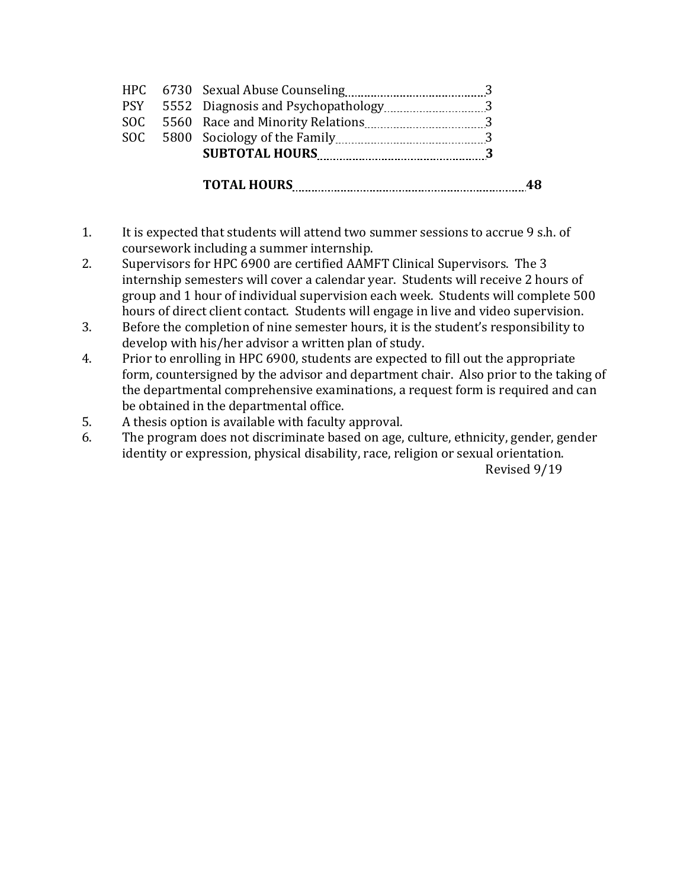| | | | |
|---|---|---|---|
| HPC | 6730 | Sexual Abuse Counseling | 3 |
| PSY | 5552 | Diagnosis and Psychopathology | 3 |
| SOC | 5560 | Race and Minority Relations | 3 |
| SOC | 5800 | Sociology of the Family | 3 |
| | | **SUBTOTAL HOURS** | **3** |
| | | **TOTAL HOURS** | **48** |

1. It is expected that students will attend two summer sessions to accrue 9 s.h. of coursework including a summer internship.
2. Supervisors for HPC 6900 are certified AAMFT Clinical Supervisors. The 3 internship semesters will cover a calendar year. Students will receive 2 hours of group and 1 hour of individual supervision each week. Students will complete 500 hours of direct client contact. Students will engage in live and video supervision.
3. Before the completion of nine semester hours, it is the student's responsibility to develop with his/her advisor a written plan of study.
4. Prior to enrolling in HPC 6900, students are expected to fill out the appropriate form, countersigned by the advisor and department chair. Also prior to the taking of the departmental comprehensive examinations, a request form is required and can be obtained in the departmental office.
5. A thesis option is available with faculty approval.
6. The program does not discriminate based on age, culture, ethnicity, gender, gender identity or expression, physical disability, race, religion or sexual orientation.

Revised 9/19